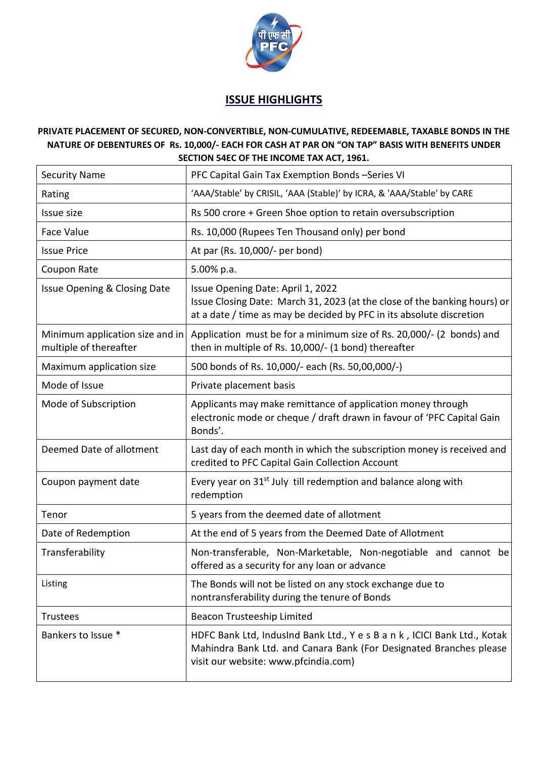# ISSUE HIGHLIGHTS

**PRIVATE PLACEMENT OF SECURED, NON-CONVERTIBLE, NON-CUMULATIVE, REDEEMABLE, TAXABLE BONDS IN THE NATURE OF DEBENTURES OF Rs. 10,000/- EACH FOR CASH AT PAR ON "ON TAP" BASIS WITH BENEFITS UNDER SECTION 54EC OF THE INCOME TAX ACT, 1961.**

| | |
|---|---|
| Security Name | PFC Capital Gain Tax Exemption Bonds –Series VI |
| Rating | 'AAA/Stable' by CRISIL, 'AAA (Stable)' by ICRA, & 'AAA/Stable' by CARE |
| Issue size | Rs 500 crore + Green Shoe option to retain oversubscription |
| Face Value | Rs. 10,000 (Rupees Ten Thousand only) per bond |
| Issue Price | At par (Rs. 10,000/- per bond) |
| Coupon Rate | 5.00% p.a. |
| Issue Opening & Closing Date | Issue Opening Date: April 1, 2022<br>Issue Closing Date: March 31, 2023 (at the close of the banking hours) or at a date / time as may be decided by PFC in its absolute discretion |
| Minimum application size and in multiple of thereafter | Application must be for a minimum size of Rs. 20,000/- (2 bonds) and then in multiple of Rs. 10,000/- (1 bond) thereafter |
| Maximum application size | 500 bonds of Rs. 10,000/- each (Rs. 50,00,000/-) |
| Mode of Issue | Private placement basis |
| Mode of Subscription | Applicants may make remittance of application money through electronic mode or cheque / draft drawn in favour of 'PFC Capital Gain Bonds'. |
| Deemed Date of allotment | Last day of each month in which the subscription money is received and credited to PFC Capital Gain Collection Account |
| Coupon payment date | Every year on 31st July till redemption and balance along with redemption |
| Tenor | 5 years from the deemed date of allotment |
| Date of Redemption | At the end of 5 years from the Deemed Date of Allotment |
| Transferability | Non-transferable, Non-Marketable, Non-negotiable and cannot be offered as a security for any loan or advance |
| Listing | The Bonds will not be listed on any stock exchange due to nontransferability during the tenure of Bonds |
| Trustees | Beacon Trusteeship Limited |
| Bankers to Issue * | HDFC Bank Ltd, IndusInd Bank Ltd., Yes Bank, ICICI Bank Ltd., Kotak Mahindra Bank Ltd. and Canara Bank (For Designated Branches please visit our website: www.pfcindia.com) |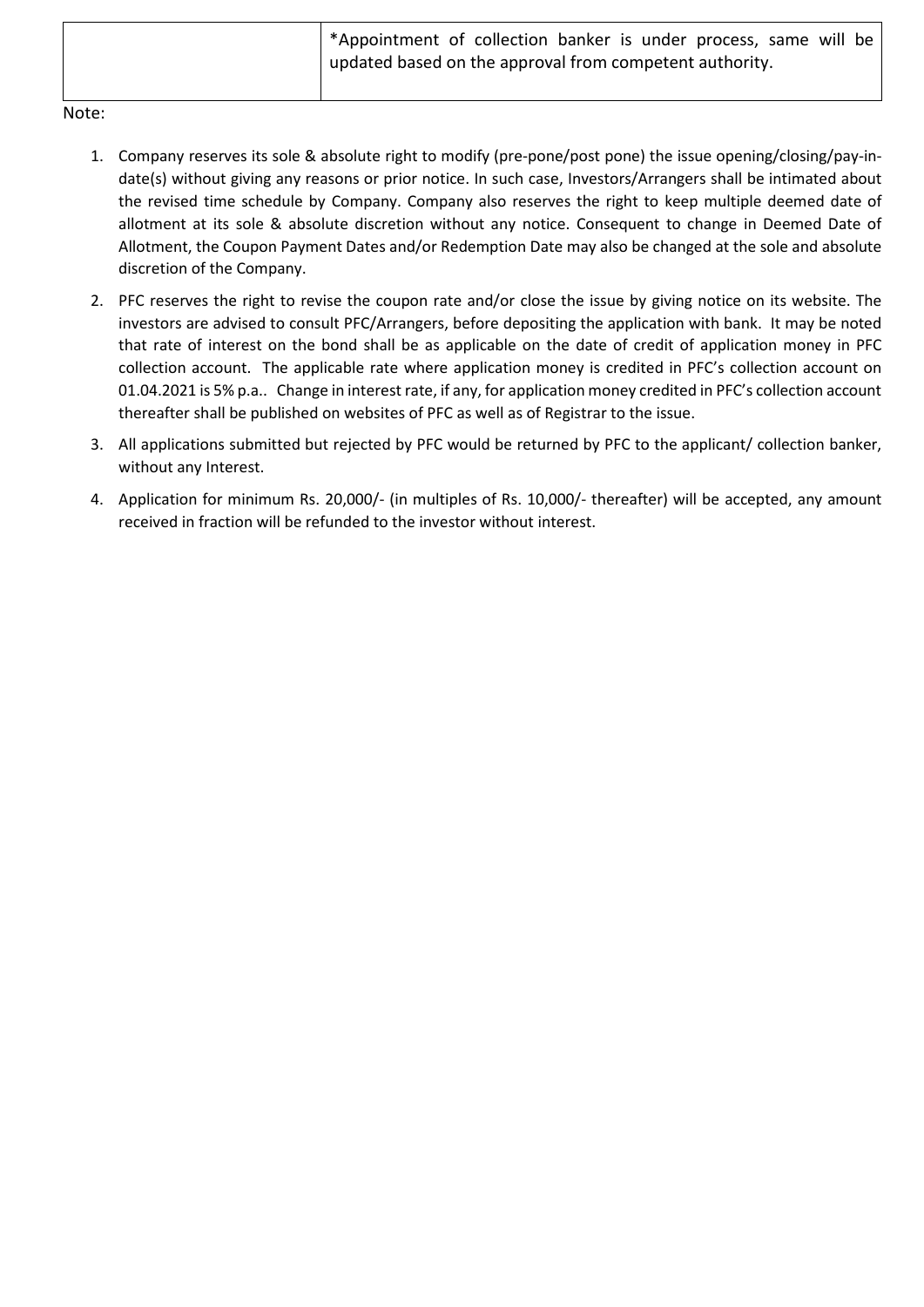| | |
|---|---|
| | *Appointment of collection banker is under process, same will be updated based on the approval from competent authority. |

Note:

1. Company reserves its sole & absolute right to modify (pre-pone/post pone) the issue opening/closing/pay-in-date(s) without giving any reasons or prior notice. In such case, Investors/Arrangers shall be intimated about the revised time schedule by Company. Company also reserves the right to keep multiple deemed date of allotment at its sole & absolute discretion without any notice. Consequent to change in Deemed Date of Allotment, the Coupon Payment Dates and/or Redemption Date may also be changed at the sole and absolute discretion of the Company.
2. PFC reserves the right to revise the coupon rate and/or close the issue by giving notice on its website. The investors are advised to consult PFC/Arrangers, before depositing the application with bank. It may be noted that rate of interest on the bond shall be as applicable on the date of credit of application money in PFC collection account. The applicable rate where application money is credited in PFC's collection account on 01.04.2021 is 5% p.a.. Change in interest rate, if any, for application money credited in PFC's collection account thereafter shall be published on websites of PFC as well as of Registrar to the issue.
3. All applications submitted but rejected by PFC would be returned by PFC to the applicant/ collection banker, without any Interest.
4. Application for minimum Rs. 20,000/- (in multiples of Rs. 10,000/- thereafter) will be accepted, any amount received in fraction will be refunded to the investor without interest.